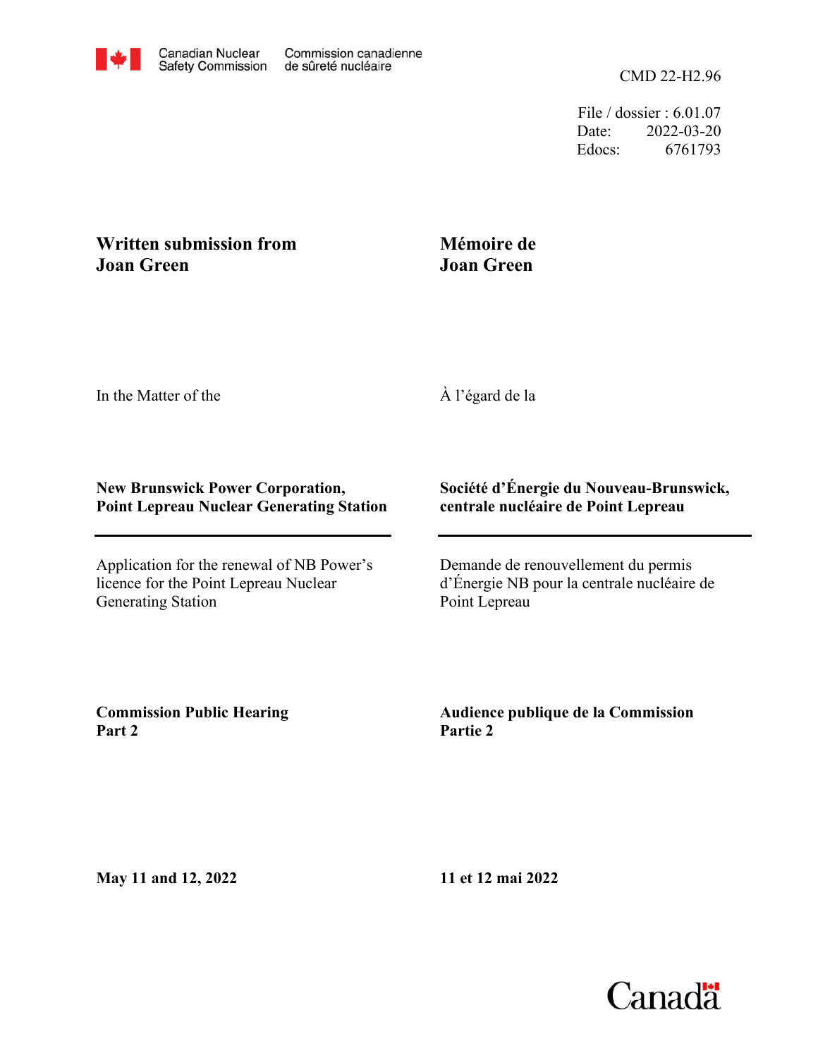Canadian Nuclear Safety Commission / Commission canadienne de sûreté nucléaire

CMD 22-H2.96

File / dossier : 6.01.07
Date: 2022-03-20
Edocs: 6761793

**Written submission from Joan Green**

**Mémoire de Joan Green**

In the Matter of the

À l'égard de la

**New Brunswick Power Corporation, Point Lepreau Nuclear Generating Station**

**Société d'Énergie du Nouveau-Brunswick, centrale nucléaire de Point Lepreau**

Application for the renewal of NB Power's licence for the Point Lepreau Nuclear Generating Station

Demande de renouvellement du permis d'Énergie NB pour la centrale nucléaire de Point Lepreau

**Commission Public Hearing Part 2**

**Audience publique de la Commission Partie 2**

**May 11 and 12, 2022**

**11 et 12 mai 2022**

Canada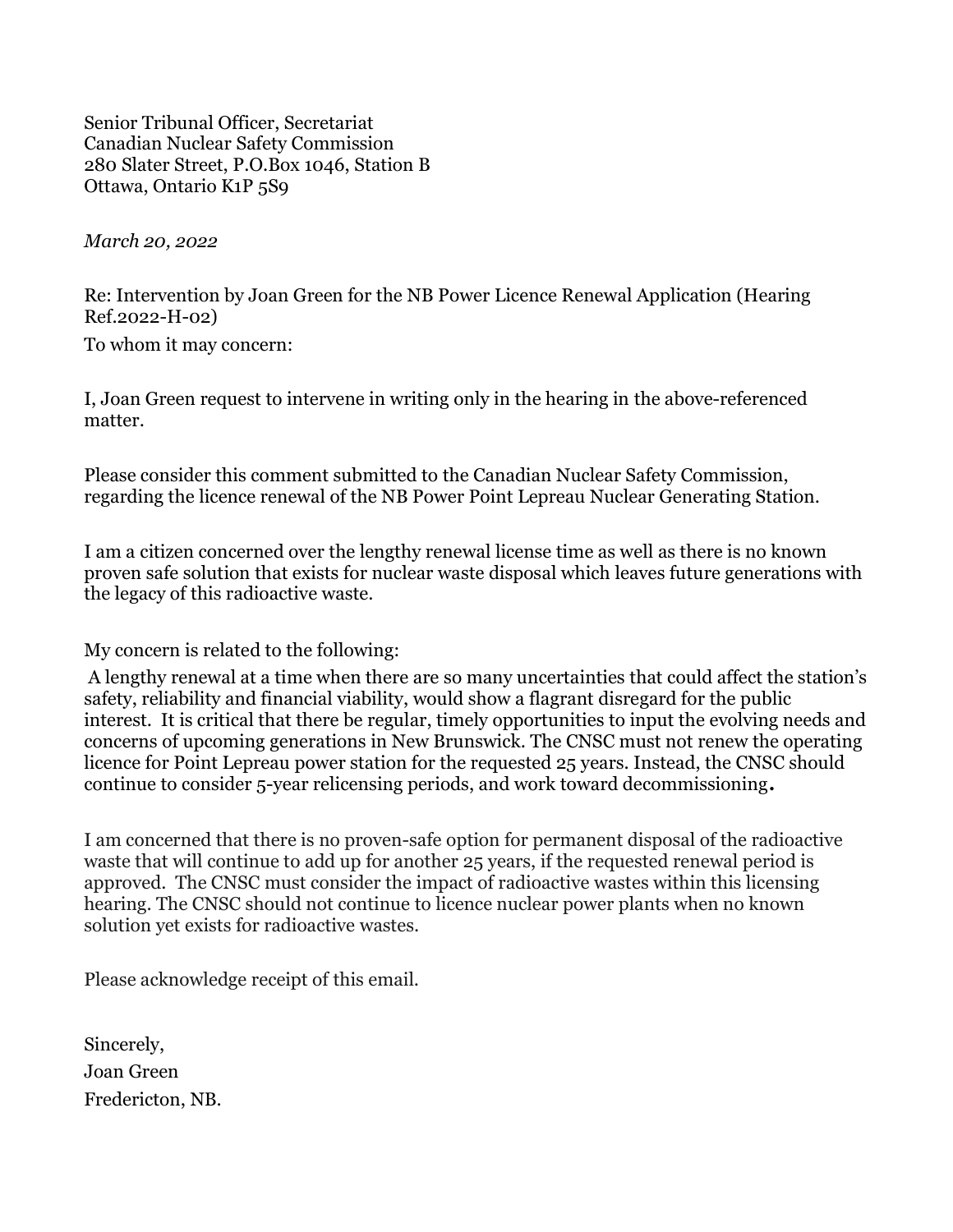Senior Tribunal Officer, Secretariat
Canadian Nuclear Safety Commission
280 Slater Street, P.O.Box 1046, Station B
Ottawa, Ontario K1P 5S9

*March 20, 2022*

Re: Intervention by Joan Green for the NB Power Licence Renewal Application (Hearing Ref.2022-H-02)

To whom it may concern:

I, Joan Green request to intervene in writing only in the hearing in the above-referenced matter.

Please consider this comment submitted to the Canadian Nuclear Safety Commission, regarding the licence renewal of the NB Power Point Lepreau Nuclear Generating Station.

I am a citizen concerned over the lengthy renewal license time as well as there is no known proven safe solution that exists for nuclear waste disposal which leaves future generations with the legacy of this radioactive waste.

My concern is related to the following:

A lengthy renewal at a time when there are so many uncertainties that could affect the station's safety, reliability and financial viability, would show a flagrant disregard for the public interest. It is critical that there be regular, timely opportunities to input the evolving needs and concerns of upcoming generations in New Brunswick. The CNSC must not renew the operating licence for Point Lepreau power station for the requested 25 years. Instead, the CNSC should continue to consider 5-year relicensing periods, and work toward decommissioning.

I am concerned that there is no proven-safe option for permanent disposal of the radioactive waste that will continue to add up for another 25 years, if the requested renewal period is approved. The CNSC must consider the impact of radioactive wastes within this licensing hearing. The CNSC should not continue to licence nuclear power plants when no known solution yet exists for radioactive wastes.

Please acknowledge receipt of this email.

Sincerely,
Joan Green
Fredericton, NB.